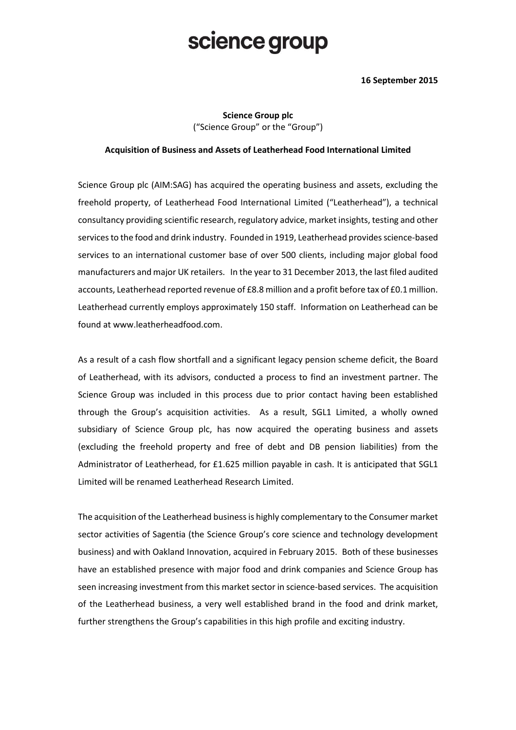# science group

**16 September 2015**

**Science Group plc**
("Science Group" or the "Group")

**Acquisition of Business and Assets of Leatherhead Food International Limited**

Science Group plc (AIM:SAG) has acquired the operating business and assets, excluding the freehold property, of Leatherhead Food International Limited ("Leatherhead"), a technical consultancy providing scientific research, regulatory advice, market insights, testing and other services to the food and drink industry. Founded in 1919, Leatherhead provides science-based services to an international customer base of over 500 clients, including major global food manufacturers and major UK retailers. In the year to 31 December 2013, the last filed audited accounts, Leatherhead reported revenue of £8.8 million and a profit before tax of £0.1 million. Leatherhead currently employs approximately 150 staff. Information on Leatherhead can be found at www.leatherheadfood.com.

As a result of a cash flow shortfall and a significant legacy pension scheme deficit, the Board of Leatherhead, with its advisors, conducted a process to find an investment partner. The Science Group was included in this process due to prior contact having been established through the Group's acquisition activities. As a result, SGL1 Limited, a wholly owned subsidiary of Science Group plc, has now acquired the operating business and assets (excluding the freehold property and free of debt and DB pension liabilities) from the Administrator of Leatherhead, for £1.625 million payable in cash. It is anticipated that SGL1 Limited will be renamed Leatherhead Research Limited.

The acquisition of the Leatherhead business is highly complementary to the Consumer market sector activities of Sagentia (the Science Group's core science and technology development business) and with Oakland Innovation, acquired in February 2015. Both of these businesses have an established presence with major food and drink companies and Science Group has seen increasing investment from this market sector in science-based services. The acquisition of the Leatherhead business, a very well established brand in the food and drink market, further strengthens the Group's capabilities in this high profile and exciting industry.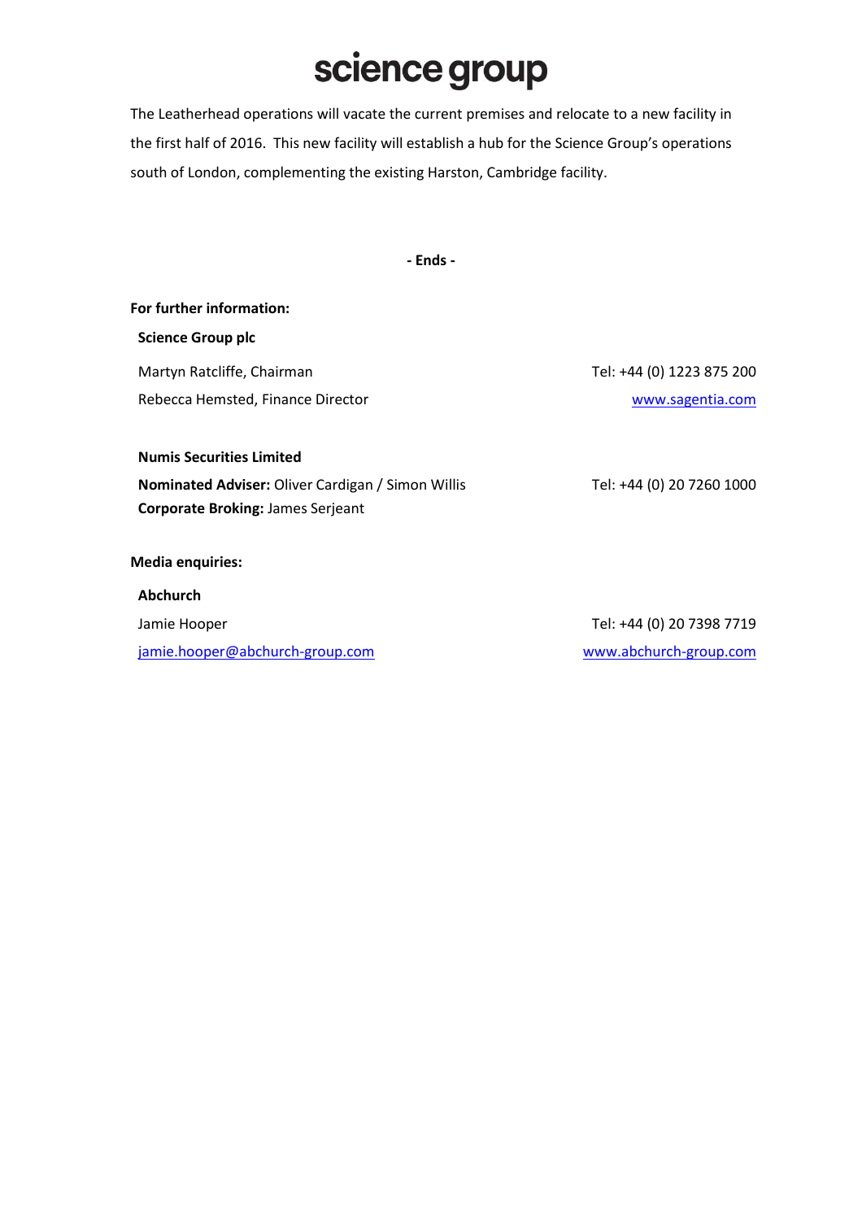The Leatherhead operations will vacate the current premises and relocate to a new facility in the first half of 2016. This new facility will establish a hub for the Science Group's operations south of London, complementing the existing Harston, Cambridge facility.

**- Ends -**

**For further information:**

**Science Group plc**

Martyn Ratcliffe, Chairman — Tel: +44 (0) 1223 875 200

Rebecca Hemsted, Finance Director — www.sagentia.com

**Numis Securities Limited**

**Nominated Adviser:** Oliver Cardigan / Simon Willis — Tel: +44 (0) 20 7260 1000

**Corporate Broking:** James Serjeant

**Media enquiries:**

**Abchurch**

Jamie Hooper — Tel: +44 (0) 20 7398 7719

jamie.hooper@abchurch-group.com — www.abchurch-group.com